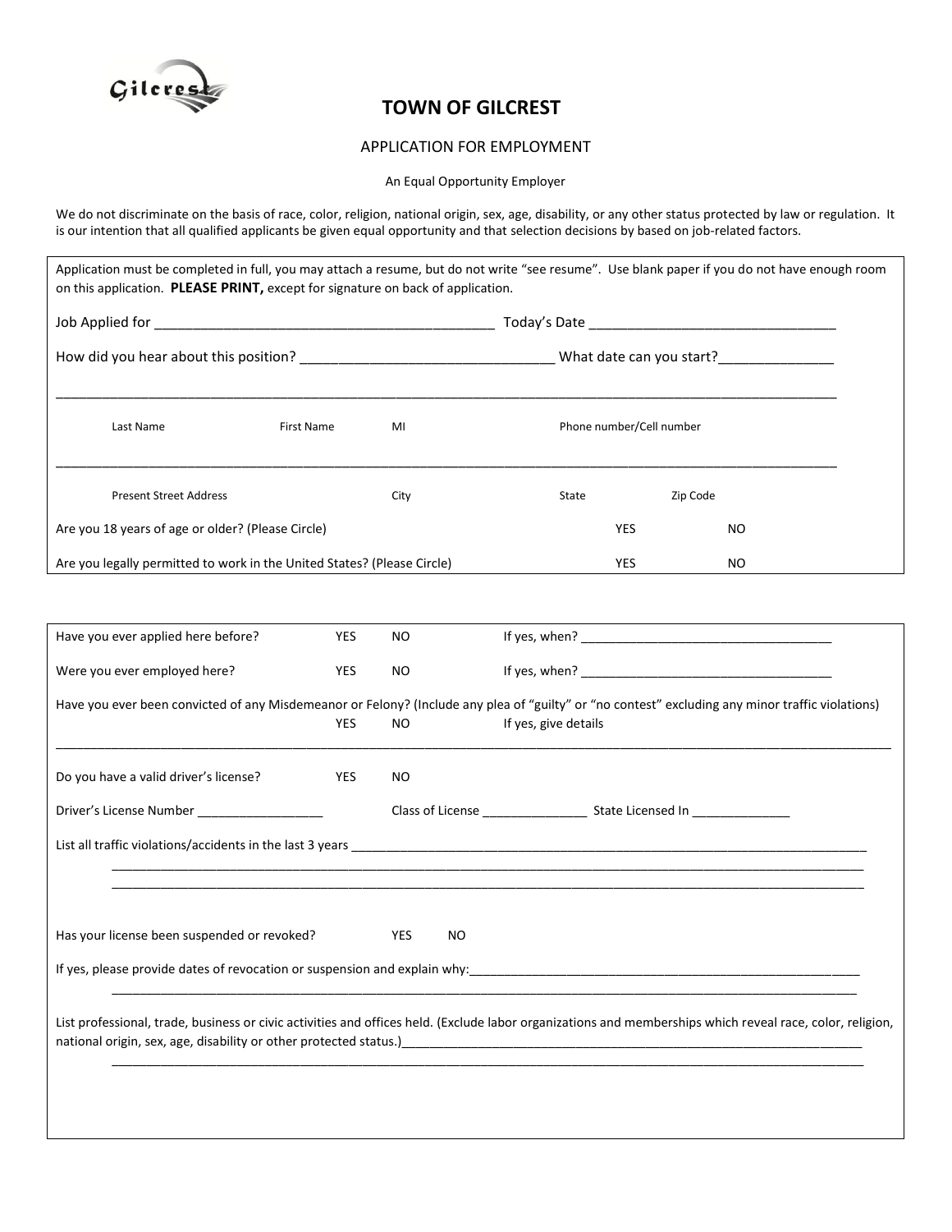# TOWN OF GILCREST

## APPLICATION FOR EMPLOYMENT

An Equal Opportunity Employer

We do not discriminate on the basis of race, color, religion, national origin, sex, age, disability, or any other status protected by law or regulation. It is our intention that all qualified applicants be given equal opportunity and that selection decisions by based on job-related factors.

Application must be completed in full, you may attach a resume, but do not write "see resume". Use blank paper if you do not have enough room on this application. **PLEASE PRINT,** except for signature on back of application.

Job Applied for ____________________________________________ Today's Date _________________________________

How did you hear about this position? _________________________________ What date can you start?_______________

_____________________________________________________________________________________________________

Last Name First Name MI Phone number/Cell number

_____________________________________________________________________________________________________

Present Street Address City State Zip Code

Are you 18 years of age or older? (Please Circle) YES NO

Are you legally permitted to work in the United States? (Please Circle) YES NO

---

Have you ever applied here before? YES NO If yes, when? ____________________________________

Were you ever employed here? YES NO If yes, when? ____________________________________

Have you ever been convicted of any Misdemeanor or Felony? (Include any plea of "guilty" or "no contest" excluding any minor traffic violations) YES NO If yes, give details

_____________________________________________________________________________________________________

Do you have a valid driver's license? YES NO

Driver's License Number __________________ Class of License _______________ State Licensed In ______________

List all traffic violations/accidents in the last 3 years ________________________________________________________________

_____________________________________________________________________________________________________

_____________________________________________________________________________________________________

Has your license been suspended or revoked? YES NO

If yes, please provide dates of revocation or suspension and explain why:___________________________________________________________

_____________________________________________________________________________________________________

List professional, trade, business or civic activities and offices held. (Exclude labor organizations and memberships which reveal race, color, religion, national origin, sex, age, disability or other protected status.)_____________________________________________________________________

_____________________________________________________________________________________________________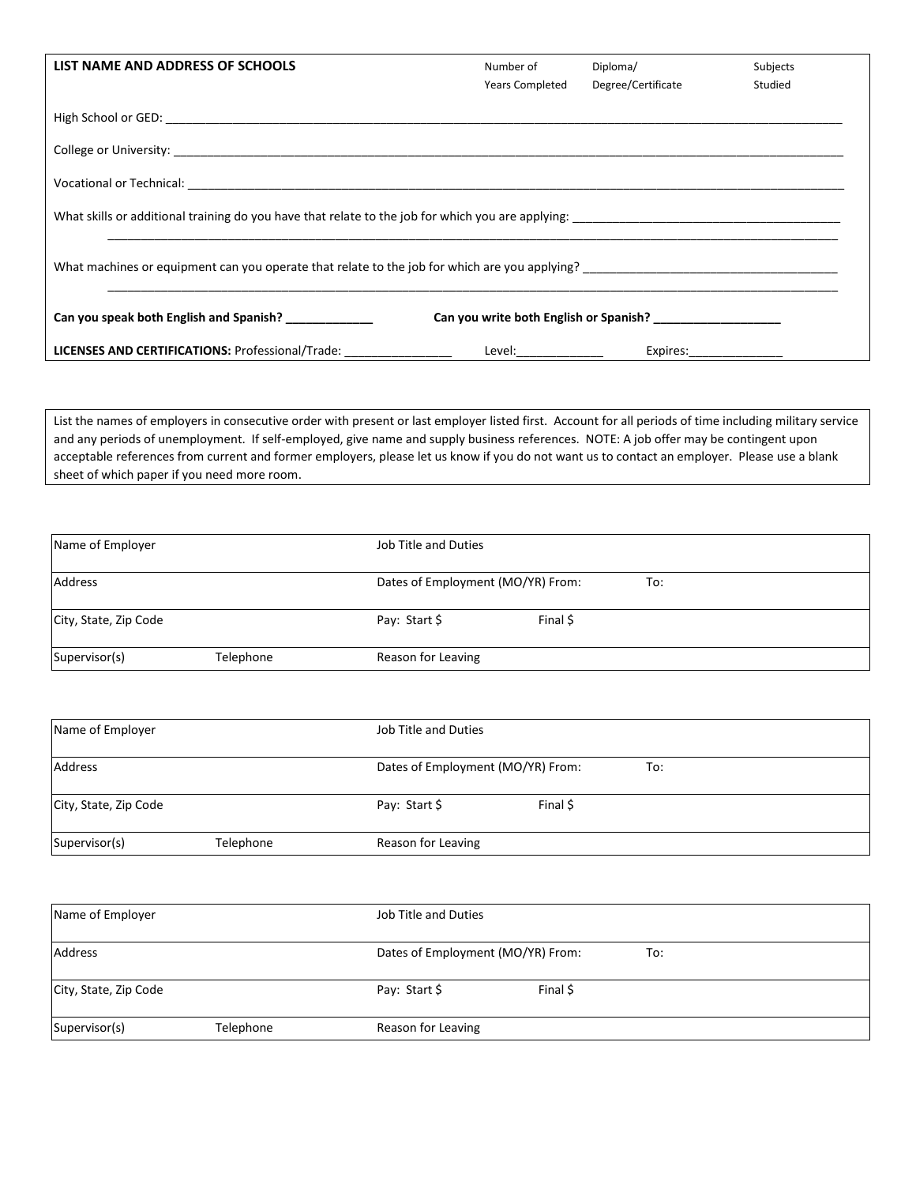| **LIST NAME AND ADDRESS OF SCHOOLS** | Number of Years Completed | Diploma/ Degree/Certificate | Subjects Studied |
|---|---|---|---|
| High School or GED: | | | |
| College or University: | | | |
| Vocational or Technical: | | | |

What skills or additional training do you have that relate to the job for which you are applying: ______________________________________________

______________________________________________________________________________

What machines or equipment can you operate that relate to the job for which are you applying? ______________________________________________

______________________________________________________________________________

**Can you speak both English and Spanish?** _____________ **Can you write both English or Spanish?** ___________________

**LICENSES AND CERTIFICATIONS:** Professional/Trade: ________________ Level:_____________ Expires:______________

List the names of employers in consecutive order with present or last employer listed first. Account for all periods of time including military service and any periods of unemployment. If self-employed, give name and supply business references. NOTE: A job offer may be contingent upon acceptable references from current and former employers, please let us know if you do not want us to contact an employer. Please use a blank sheet of which paper if you need more room.

| Name of Employer | | Job Title and Duties | |
|---|---|---|---|
| Address | | Dates of Employment (MO/YR) From: | To: |
| City, State, Zip Code | | Pay: Start $ | Final $ |
| Supervisor(s) | Telephone | Reason for Leaving | |

| Name of Employer | | Job Title and Duties | |
|---|---|---|---|
| Address | | Dates of Employment (MO/YR) From: | To: |
| City, State, Zip Code | | Pay: Start $ | Final $ |
| Supervisor(s) | Telephone | Reason for Leaving | |

| Name of Employer | | Job Title and Duties | |
|---|---|---|---|
| Address | | Dates of Employment (MO/YR) From: | To: |
| City, State, Zip Code | | Pay: Start $ | Final $ |
| Supervisor(s) | Telephone | Reason for Leaving | |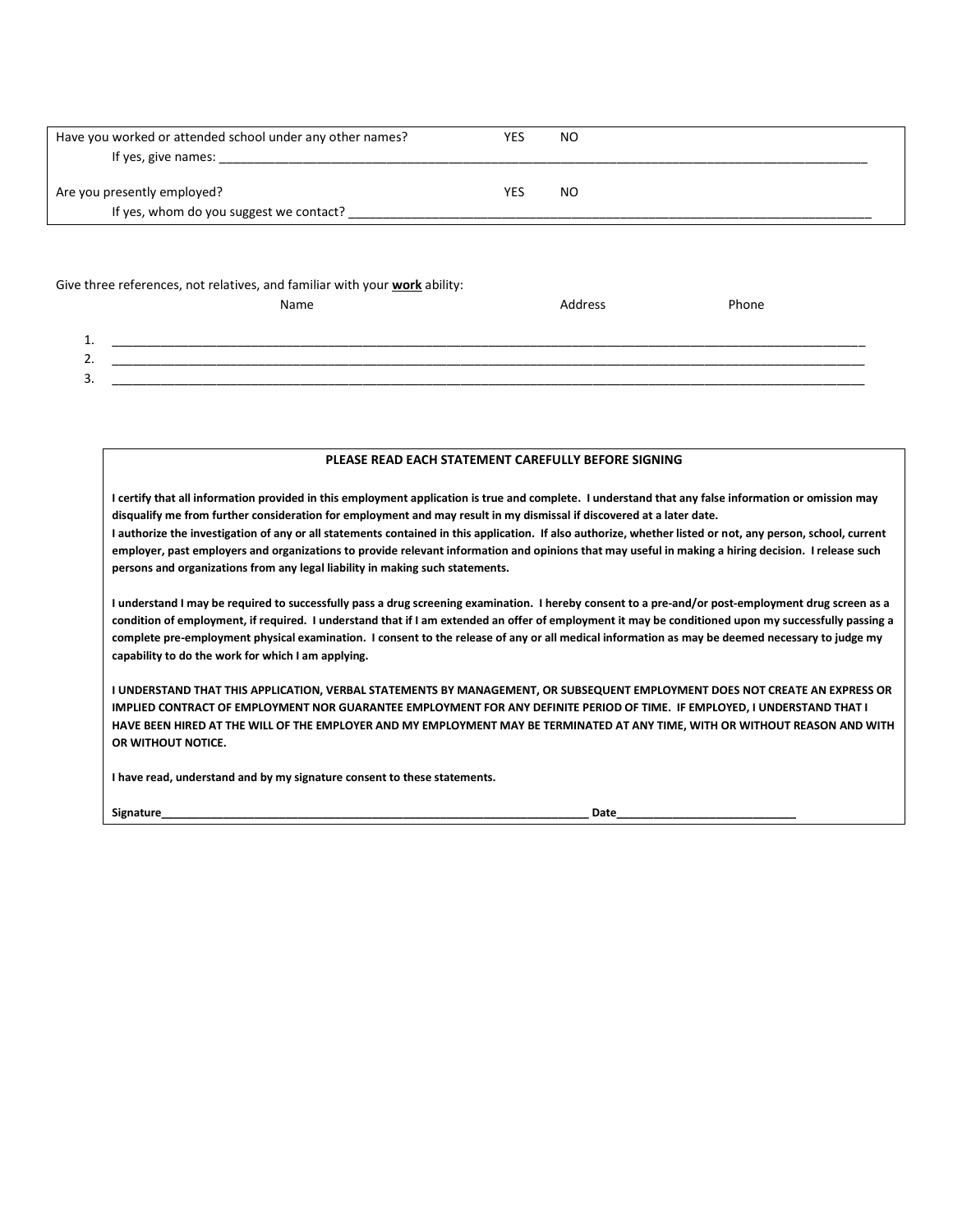Have you worked or attended school under any other names? YES NO

If yes, give names: ______________________________________________________________________________________________

Are you presently employed? YES NO

If yes, whom do you suggest we contact? ______________________________________________________________________________

Give three references, not relatives, and familiar with your **work** ability:

Name Address Phone

1. ________________________________________________________________________________________________________
2. ________________________________________________________________________________________________________
3. ________________________________________________________________________________________________________

**PLEASE READ EACH STATEMENT CAREFULLY BEFORE SIGNING**

**I certify that all information provided in this employment application is true and complete. I understand that any false information or omission may disqualify me from further consideration for employment and may result in my dismissal if discovered at a later date.**
**I authorize the investigation of any or all statements contained in this application. If also authorize, whether listed or not, any person, school, current employer, past employers and organizations to provide relevant information and opinions that may useful in making a hiring decision. I release such persons and organizations from any legal liability in making such statements.**

**I understand I may be required to successfully pass a drug screening examination. I hereby consent to a pre-and/or post-employment drug screen as a condition of employment, if required. I understand that if I am extended an offer of employment it may be conditioned upon my successfully passing a complete pre-employment physical examination. I consent to the release of any or all medical information as may be deemed necessary to judge my capability to do the work for which I am applying.**

**I UNDERSTAND THAT THIS APPLICATION, VERBAL STATEMENTS BY MANAGEMENT, OR SUBSEQUENT EMPLOYMENT DOES NOT CREATE AN EXPRESS OR IMPLIED CONTRACT OF EMPLOYMENT NOR GUARANTEE EMPLOYMENT FOR ANY DEFINITE PERIOD OF TIME. IF EMPLOYED, I UNDERSTAND THAT I HAVE BEEN HIRED AT THE WILL OF THE EMPLOYER AND MY EMPLOYMENT MAY BE TERMINATED AT ANY TIME, WITH OR WITHOUT REASON AND WITH OR WITHOUT NOTICE.**

**I have read, understand and by my signature consent to these statements.**

**Signature**______________________________________________________________________ **Date**____________________________